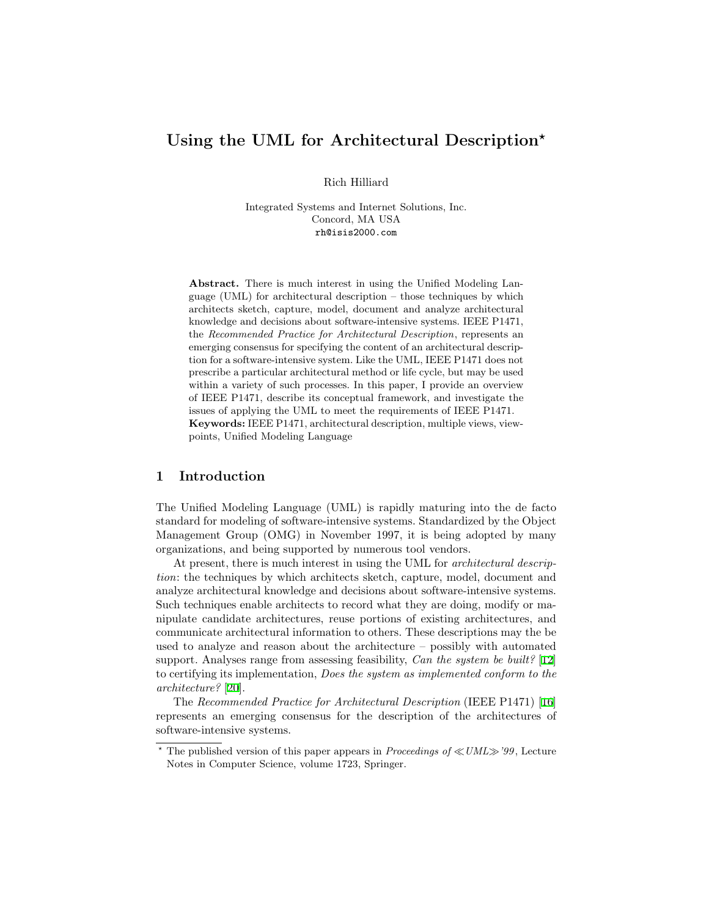# Using the UML for Architectural Description[⋆]

Rich Hilliard

Integrated Systems and Internet Solutions, Inc.
Concord, MA USA
rh@isis2000.com

**Abstract.** There is much interest in using the Unified Modeling Language (UML) for architectural description – those techniques by which architects sketch, capture, model, document and analyze architectural knowledge and decisions about software-intensive systems. IEEE P1471, the *Recommended Practice for Architectural Description*, represents an emerging consensus for specifying the content of an architectural description for a software-intensive system. Like the UML, IEEE P1471 does not prescribe a particular architectural method or life cycle, but may be used within a variety of such processes. In this paper, I provide an overview of IEEE P1471, describe its conceptual framework, and investigate the issues of applying the UML to meet the requirements of IEEE P1471.
**Keywords:** IEEE P1471, architectural description, multiple views, viewpoints, Unified Modeling Language

## 1 Introduction

The Unified Modeling Language (UML) is rapidly maturing into the de facto standard for modeling of software-intensive systems. Standardized by the Object Management Group (OMG) in November 1997, it is being adopted by many organizations, and being supported by numerous tool vendors.

At present, there is much interest in using the UML for *architectural description*: the techniques by which architects sketch, capture, model, document and analyze architectural knowledge and decisions about software-intensive systems. Such techniques enable architects to record what they are doing, modify or manipulate candidate architectures, reuse portions of existing architectures, and communicate architectural information to others. These descriptions may the be used to analyze and reason about the architecture – possibly with automated support. Analyses range from assessing feasibility, *Can the system be built?* [12] to certifying its implementation, *Does the system as implemented conform to the architecture?* [20].

The *Recommended Practice for Architectural Description* (IEEE P1471) [16] represents an emerging consensus for the description of the architectures of software-intensive systems.

[⋆] The published version of this paper appears in *Proceedings of ≪UML≫'99*, Lecture Notes in Computer Science, volume 1723, Springer.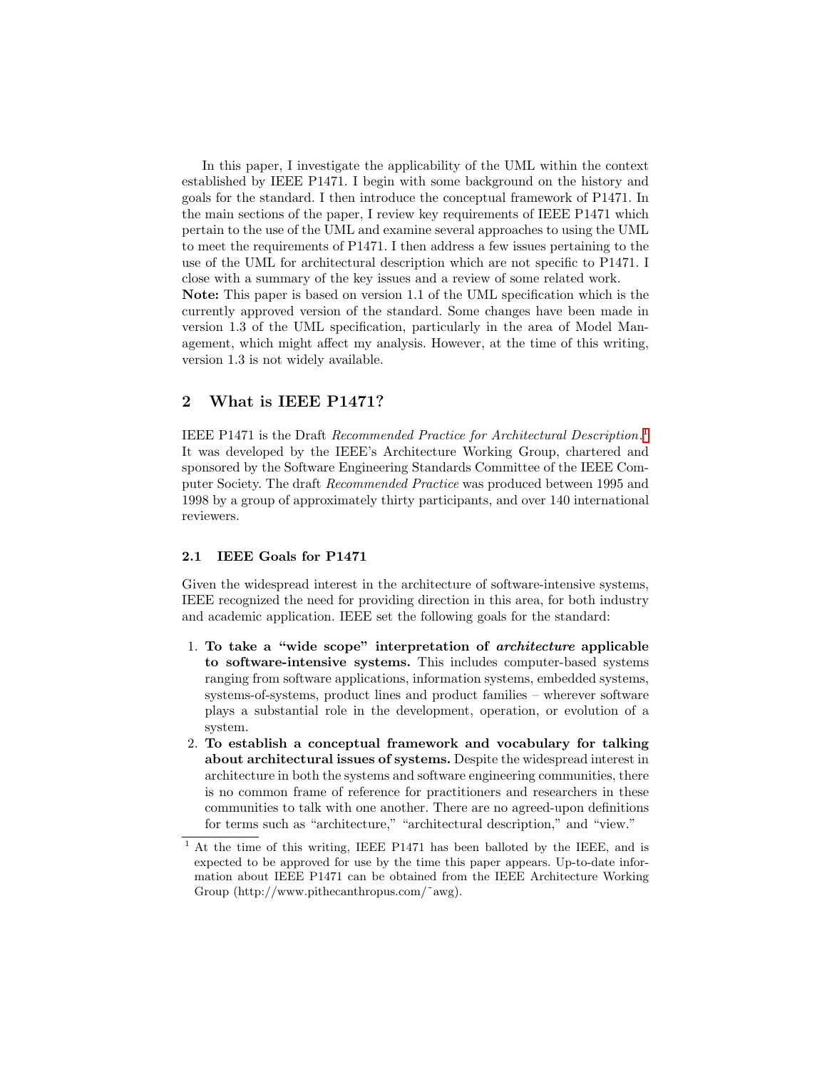In this paper, I investigate the applicability of the UML within the context established by IEEE P1471. I begin with some background on the history and goals for the standard. I then introduce the conceptual framework of P1471. In the main sections of the paper, I review key requirements of IEEE P1471 which pertain to the use of the UML and examine several approaches to using the UML to meet the requirements of P1471. I then address a few issues pertaining to the use of the UML for architectural description which are not specific to P1471. I close with a summary of the key issues and a review of some related work.

**Note:** This paper is based on version 1.1 of the UML specification which is the currently approved version of the standard. Some changes have been made in version 1.3 of the UML specification, particularly in the area of Model Management, which might affect my analysis. However, at the time of this writing, version 1.3 is not widely available.

## 2 What is IEEE P1471?

IEEE P1471 is the Draft *Recommended Practice for Architectural Description.*[1] It was developed by the IEEE's Architecture Working Group, chartered and sponsored by the Software Engineering Standards Committee of the IEEE Computer Society. The draft *Recommended Practice* was produced between 1995 and 1998 by a group of approximately thirty participants, and over 140 international reviewers.

### 2.1 IEEE Goals for P1471

Given the widespread interest in the architecture of software-intensive systems, IEEE recognized the need for providing direction in this area, for both industry and academic application. IEEE set the following goals for the standard:

1. **To take a "wide scope" interpretation of *architecture* applicable to software-intensive systems.** This includes computer-based systems ranging from software applications, information systems, embedded systems, systems-of-systems, product lines and product families – wherever software plays a substantial role in the development, operation, or evolution of a system.
2. **To establish a conceptual framework and vocabulary for talking about architectural issues of systems.** Despite the widespread interest in architecture in both the systems and software engineering communities, there is no common frame of reference for practitioners and researchers in these communities to talk with one another. There are no agreed-upon definitions for terms such as "architecture," "architectural description," and "view."

[1] At the time of this writing, IEEE P1471 has been balloted by the IEEE, and is expected to be approved for use by the time this paper appears. Up-to-date information about IEEE P1471 can be obtained from the IEEE Architecture Working Group (http://www.pithecanthropus.com/~awg).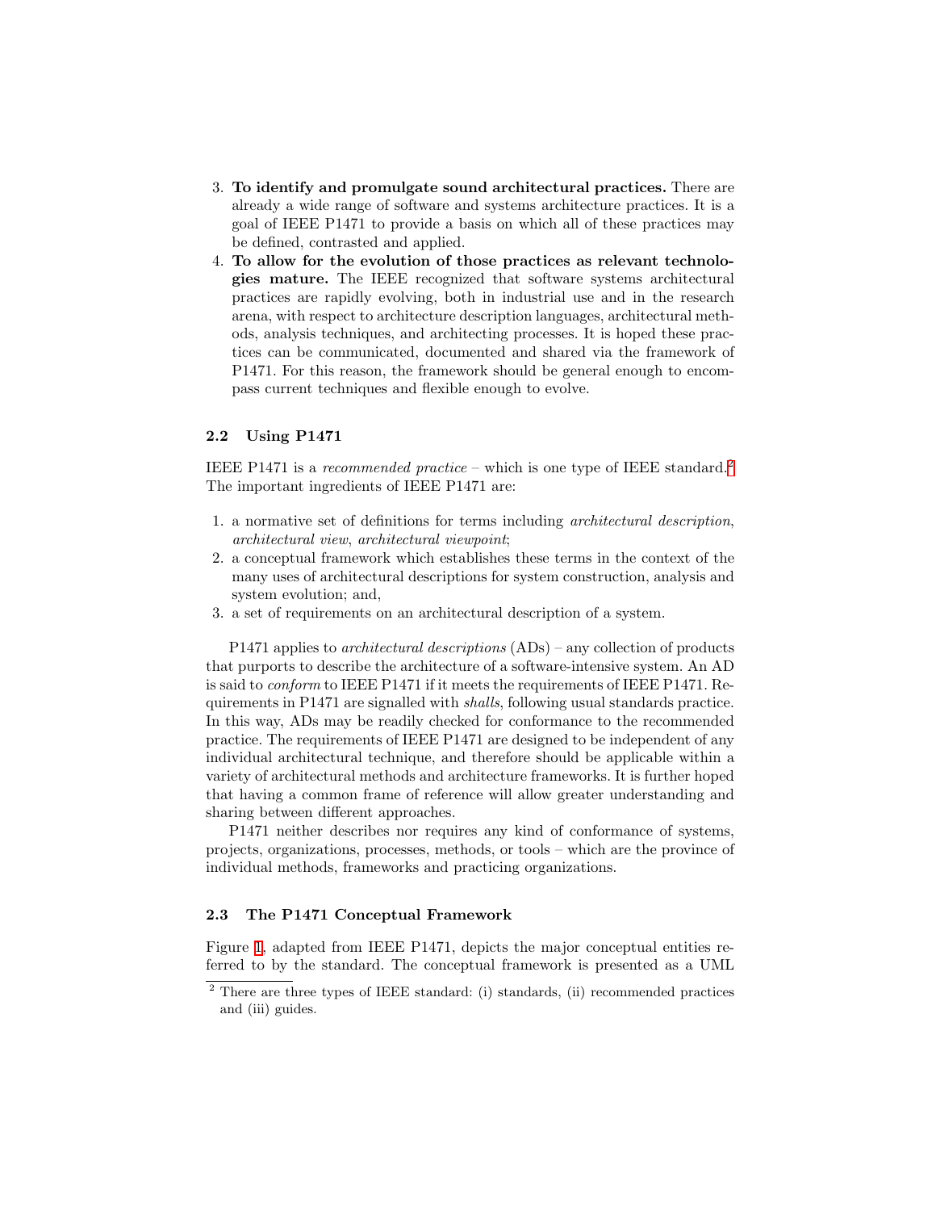3. **To identify and promulgate sound architectural practices.** There are already a wide range of software and systems architecture practices. It is a goal of IEEE P1471 to provide a basis on which all of these practices may be defined, contrasted and applied.
4. **To allow for the evolution of those practices as relevant technologies mature.** The IEEE recognized that software systems architectural practices are rapidly evolving, both in industrial use and in the research arena, with respect to architecture description languages, architectural methods, analysis techniques, and architecting processes. It is hoped these practices can be communicated, documented and shared via the framework of P1471. For this reason, the framework should be general enough to encompass current techniques and flexible enough to evolve.

### 2.2 Using P1471

IEEE P1471 is a *recommended practice* – which is one type of IEEE standard.[2] The important ingredients of IEEE P1471 are:

1. a normative set of definitions for terms including *architectural description*, *architectural view*, *architectural viewpoint*;
2. a conceptual framework which establishes these terms in the context of the many uses of architectural descriptions for system construction, analysis and system evolution; and,
3. a set of requirements on an architectural description of a system.

P1471 applies to *architectural descriptions* (ADs) – any collection of products that purports to describe the architecture of a software-intensive system. An AD is said to *conform* to IEEE P1471 if it meets the requirements of IEEE P1471. Requirements in P1471 are signalled with *shalls*, following usual standards practice. In this way, ADs may be readily checked for conformance to the recommended practice. The requirements of IEEE P1471 are designed to be independent of any individual architectural technique, and therefore should be applicable within a variety of architectural methods and architecture frameworks. It is further hoped that having a common frame of reference will allow greater understanding and sharing between different approaches.

P1471 neither describes nor requires any kind of conformance of systems, projects, organizations, processes, methods, or tools – which are the province of individual methods, frameworks and practicing organizations.

### 2.3 The P1471 Conceptual Framework

Figure 1, adapted from IEEE P1471, depicts the major conceptual entities referred to by the standard. The conceptual framework is presented as a UML

[2] There are three types of IEEE standard: (i) standards, (ii) recommended practices and (iii) guides.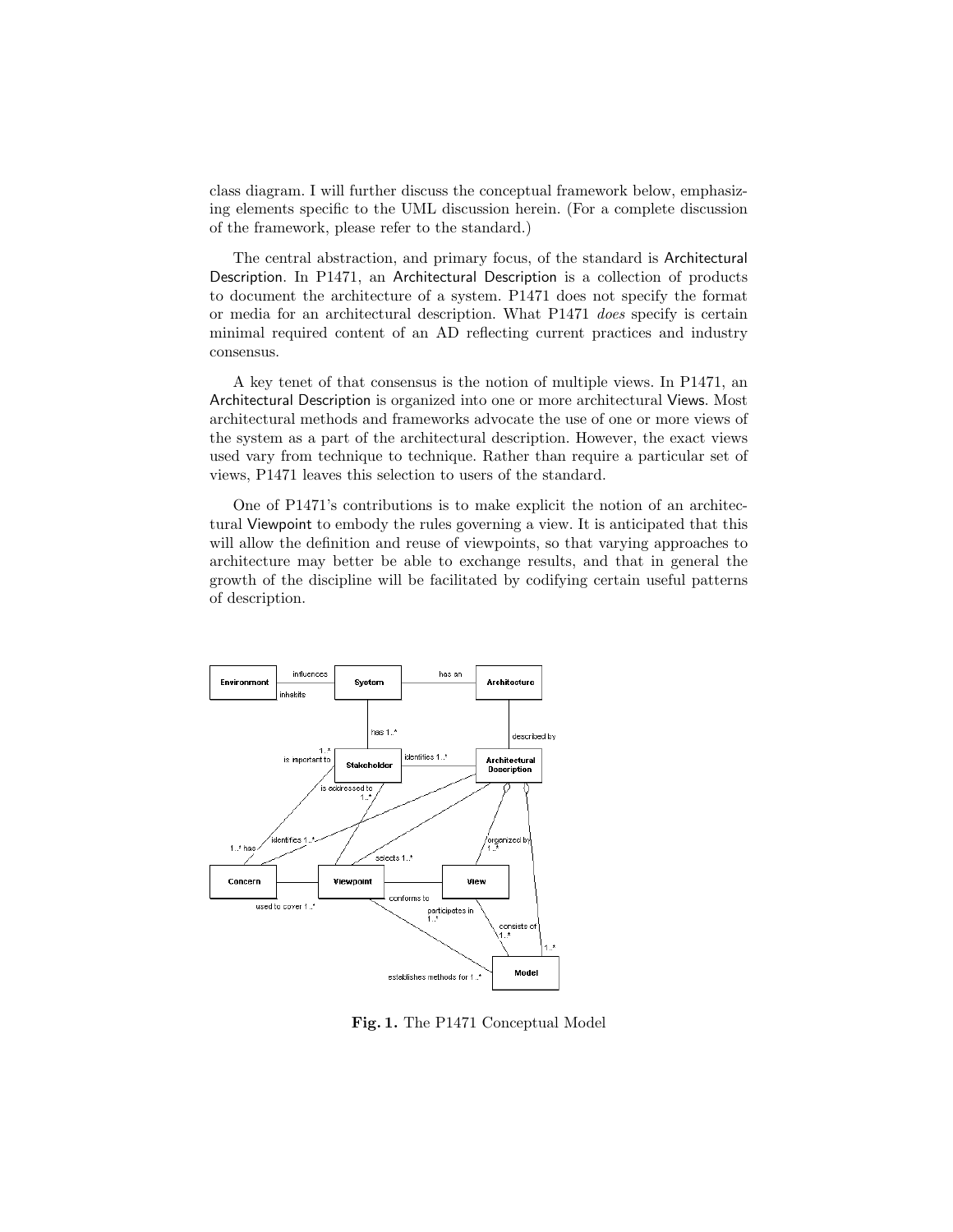class diagram. I will further discuss the conceptual framework below, emphasizing elements specific to the UML discussion herein. (For a complete discussion of the framework, please refer to the standard.)

The central abstraction, and primary focus, of the standard is Architectural Description. In P1471, an Architectural Description is a collection of products to document the architecture of a system. P1471 does not specify the format or media for an architectural description. What P1471 *does* specify is certain minimal required content of an AD reflecting current practices and industry consensus.

A key tenet of that consensus is the notion of multiple views. In P1471, an Architectural Description is organized into one or more architectural Views. Most architectural methods and frameworks advocate the use of one or more views of the system as a part of the architectural description. However, the exact views used vary from technique to technique. Rather than require a particular set of views, P1471 leaves this selection to users of the standard.

One of P1471's contributions is to make explicit the notion of an architectural Viewpoint to embody the rules governing a view. It is anticipated that this will allow the definition and reuse of viewpoints, so that varying approaches to architecture may better be able to exchange results, and that in general the growth of the discipline will be facilitated by codifying certain useful patterns of description.

**Fig. 1.** The P1471 Conceptual Model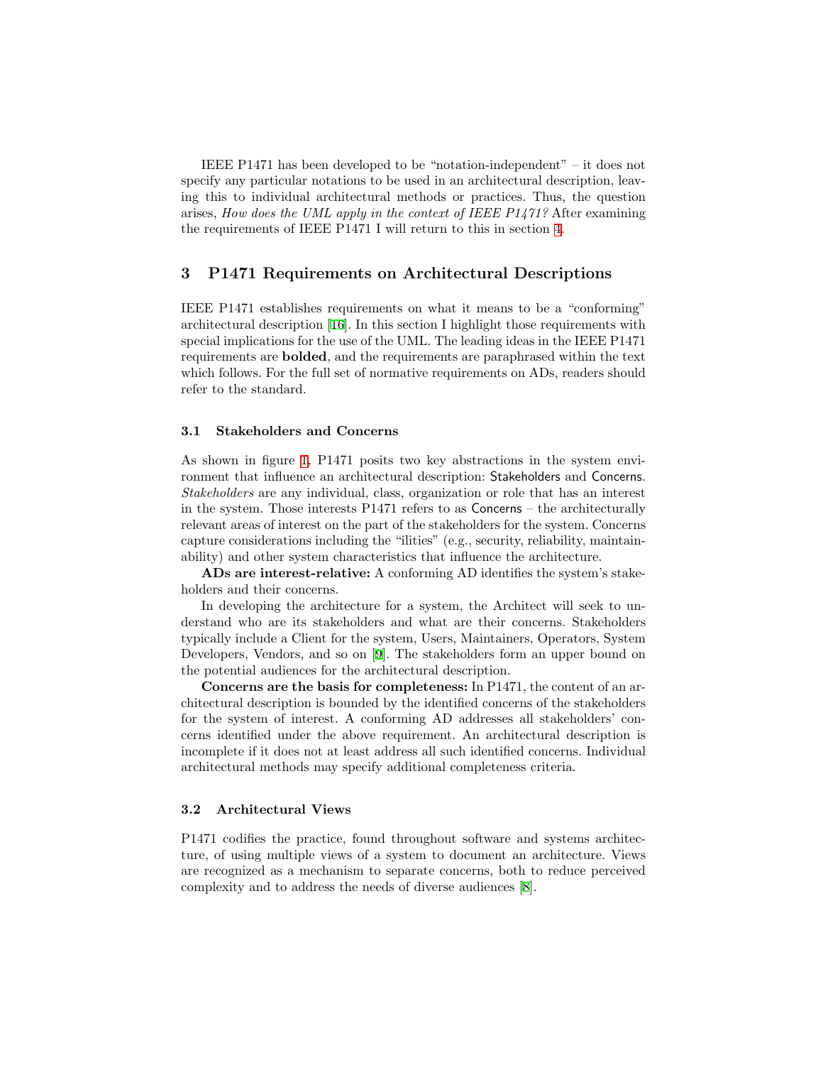IEEE P1471 has been developed to be "notation-independent" – it does not specify any particular notations to be used in an architectural description, leaving this to individual architectural methods or practices. Thus, the question arises, *How does the UML apply in the context of IEEE P1471?* After examining the requirements of IEEE P1471 I will return to this in section 4.

## 3 P1471 Requirements on Architectural Descriptions

IEEE P1471 establishes requirements on what it means to be a "conforming" architectural description [16]. In this section I highlight those requirements with special implications for the use of the UML. The leading ideas in the IEEE P1471 requirements are **bolded**, and the requirements are paraphrased within the text which follows. For the full set of normative requirements on ADs, readers should refer to the standard.

### 3.1 Stakeholders and Concerns

As shown in figure 1, P1471 posits two key abstractions in the system environment that influence an architectural description: Stakeholders and Concerns. *Stakeholders* are any individual, class, organization or role that has an interest in the system. Those interests P1471 refers to as Concerns – the architecturally relevant areas of interest on the part of the stakeholders for the system. Concerns capture considerations including the "ilities" (e.g., security, reliability, maintainability) and other system characteristics that influence the architecture.

**ADs are interest-relative:** A conforming AD identifies the system's stakeholders and their concerns.

In developing the architecture for a system, the Architect will seek to understand who are its stakeholders and what are their concerns. Stakeholders typically include a Client for the system, Users, Maintainers, Operators, System Developers, Vendors, and so on [9]. The stakeholders form an upper bound on the potential audiences for the architectural description.

**Concerns are the basis for completeness:** In P1471, the content of an architectural description is bounded by the identified concerns of the stakeholders for the system of interest. A conforming AD addresses all stakeholders' concerns identified under the above requirement. An architectural description is incomplete if it does not at least address all such identified concerns. Individual architectural methods may specify additional completeness criteria.

### 3.2 Architectural Views

P1471 codifies the practice, found throughout software and systems architecture, of using multiple views of a system to document an architecture. Views are recognized as a mechanism to separate concerns, both to reduce perceived complexity and to address the needs of diverse audiences [8].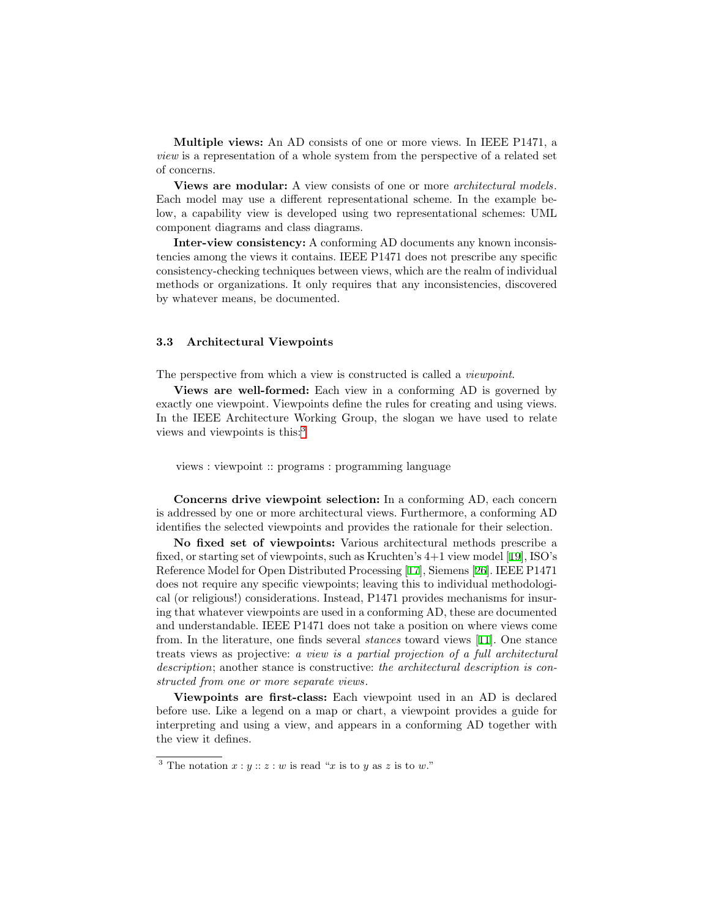**Multiple views:** An AD consists of one or more views. In IEEE P1471, a *view* is a representation of a whole system from the perspective of a related set of concerns.

**Views are modular:** A view consists of one or more *architectural models*. Each model may use a different representational scheme. In the example below, a capability view is developed using two representational schemes: UML component diagrams and class diagrams.

**Inter-view consistency:** A conforming AD documents any known inconsistencies among the views it contains. IEEE P1471 does not prescribe any specific consistency-checking techniques between views, which are the realm of individual methods or organizations. It only requires that any inconsistencies, discovered by whatever means, be documented.

### 3.3 Architectural Viewpoints

The perspective from which a view is constructed is called a *viewpoint*.

**Views are well-formed:** Each view in a conforming AD is governed by exactly one viewpoint. Viewpoints define the rules for creating and using views. In the IEEE Architecture Working Group, the slogan we have used to relate views and viewpoints is this:[3]

views : viewpoint :: programs : programming language

**Concerns drive viewpoint selection:** In a conforming AD, each concern is addressed by one or more architectural views. Furthermore, a conforming AD identifies the selected viewpoints and provides the rationale for their selection.

**No fixed set of viewpoints:** Various architectural methods prescribe a fixed, or starting set of viewpoints, such as Kruchten's 4+1 view model [19], ISO's Reference Model for Open Distributed Processing [17], Siemens [26]. IEEE P1471 does not require any specific viewpoints; leaving this to individual methodological (or religious!) considerations. Instead, P1471 provides mechanisms for insuring that whatever viewpoints are used in a conforming AD, these are documented and understandable. IEEE P1471 does not take a position on where views come from. In the literature, one finds several *stances* toward views [11]. One stance treats views as projective: *a view is a partial projection of a full architectural description*; another stance is constructive: *the architectural description is constructed from one or more separate views*.

**Viewpoints are first-class:** Each viewpoint used in an AD is declared before use. Like a legend on a map or chart, a viewpoint provides a guide for interpreting and using a view, and appears in a conforming AD together with the view it defines.

---

[3] The notation $x : y :: z : w$ is read "$x$ is to $y$ as $z$ is to $w$."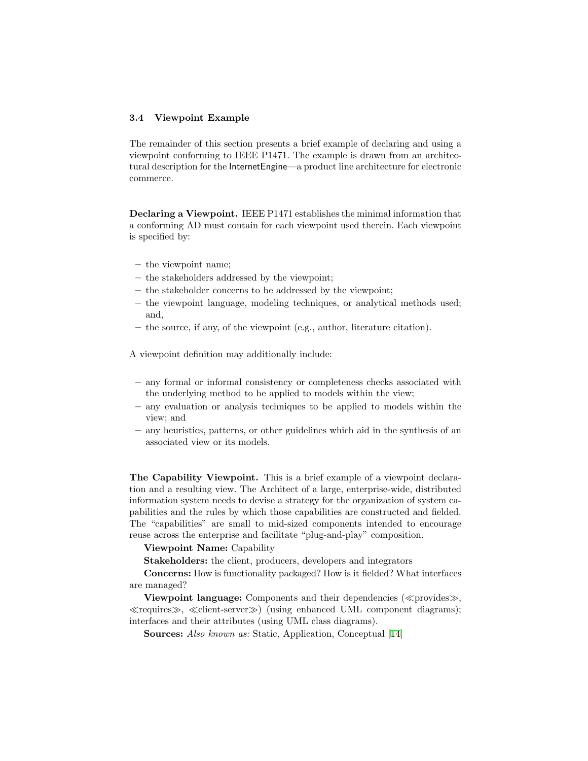### 3.4 Viewpoint Example

The remainder of this section presents a brief example of declaring and using a viewpoint conforming to IEEE P1471. The example is drawn from an architectural description for the InternetEngine—a product line architecture for electronic commerce.

**Declaring a Viewpoint.** IEEE P1471 establishes the minimal information that a conforming AD must contain for each viewpoint used therein. Each viewpoint is specified by:

- the viewpoint name;
- the stakeholders addressed by the viewpoint;
- the stakeholder concerns to be addressed by the viewpoint;
- the viewpoint language, modeling techniques, or analytical methods used; and,
- the source, if any, of the viewpoint (e.g., author, literature citation).

A viewpoint definition may additionally include:

- any formal or informal consistency or completeness checks associated with the underlying method to be applied to models within the view;
- any evaluation or analysis techniques to be applied to models within the view; and
- any heuristics, patterns, or other guidelines which aid in the synthesis of an associated view or its models.

**The Capability Viewpoint.** This is a brief example of a viewpoint declaration and a resulting view. The Architect of a large, enterprise-wide, distributed information system needs to devise a strategy for the organization of system capabilities and the rules by which those capabilities are constructed and fielded. The "capabilities" are small to mid-sized components intended to encourage reuse across the enterprise and facilitate "plug-and-play" composition.

**Viewpoint Name:** Capability

**Stakeholders:** the client, producers, developers and integrators

**Concerns:** How is functionality packaged? How is it fielded? What interfaces are managed?

**Viewpoint language:** Components and their dependencies (≪provides≫, ≪requires≫, ≪client-server≫) (using enhanced UML component diagrams); interfaces and their attributes (using UML class diagrams).

**Sources:** *Also known as:* Static, Application, Conceptual [14]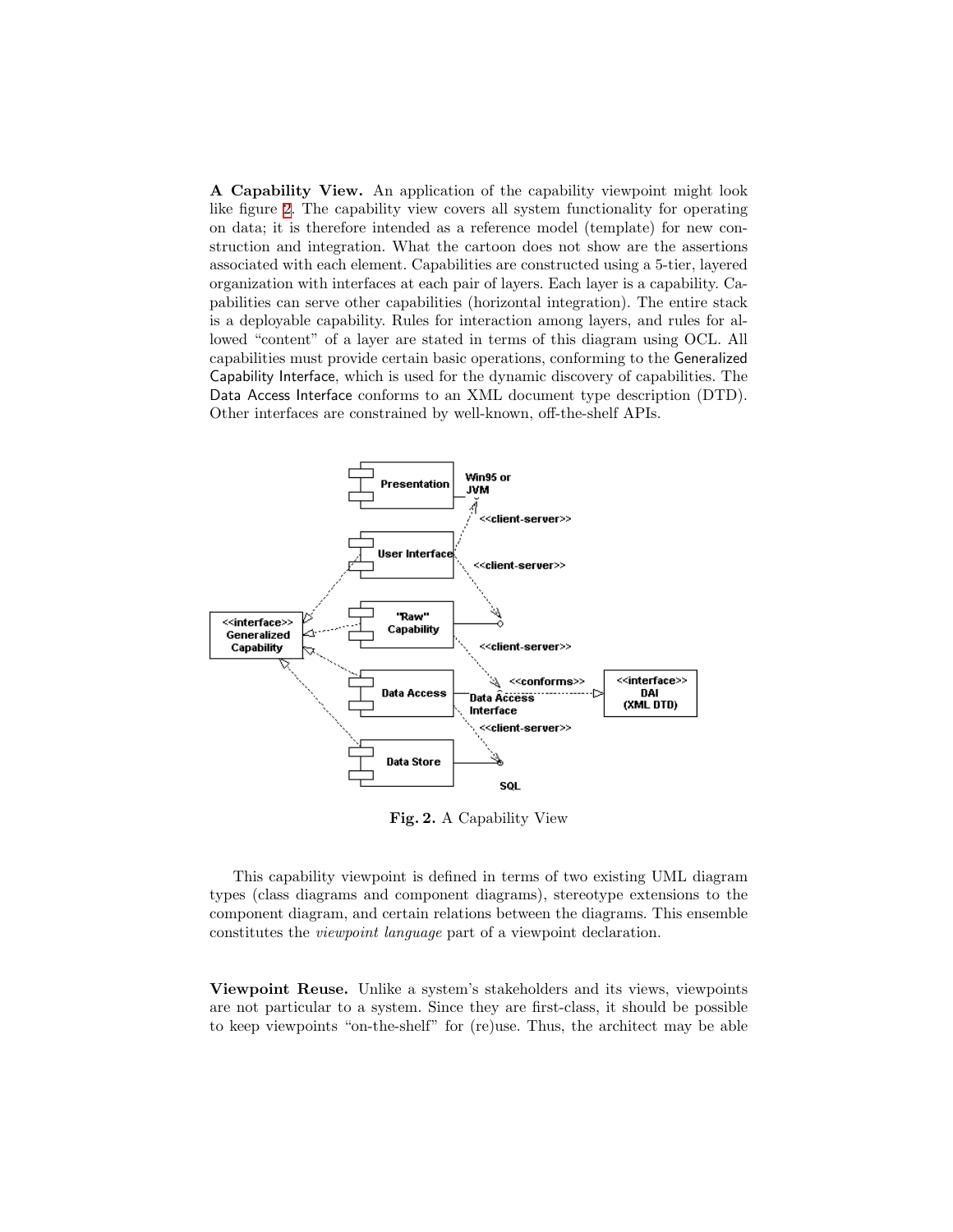**A Capability View.** An application of the capability viewpoint might look like figure 2. The capability view covers all system functionality for operating on data; it is therefore intended as a reference model (template) for new construction and integration. What the cartoon does not show are the assertions associated with each element. Capabilities are constructed using a 5-tier, layered organization with interfaces at each pair of layers. Each layer is a capability. Capabilities can serve other capabilities (horizontal integration). The entire stack is a deployable capability. Rules for interaction among layers, and rules for allowed "content" of a layer are stated in terms of this diagram using OCL. All capabilities must provide certain basic operations, conforming to the Generalized Capability Interface, which is used for the dynamic discovery of capabilities. The Data Access Interface conforms to an XML document type description (DTD). Other interfaces are constrained by well-known, off-the-shelf APIs.

**Fig. 2.** A Capability View

This capability viewpoint is defined in terms of two existing UML diagram types (class diagrams and component diagrams), stereotype extensions to the component diagram, and certain relations between the diagrams. This ensemble constitutes the *viewpoint language* part of a viewpoint declaration.

**Viewpoint Reuse.** Unlike a system's stakeholders and its views, viewpoints are not particular to a system. Since they are first-class, it should be possible to keep viewpoints "on-the-shelf" for (re)use. Thus, the architect may be able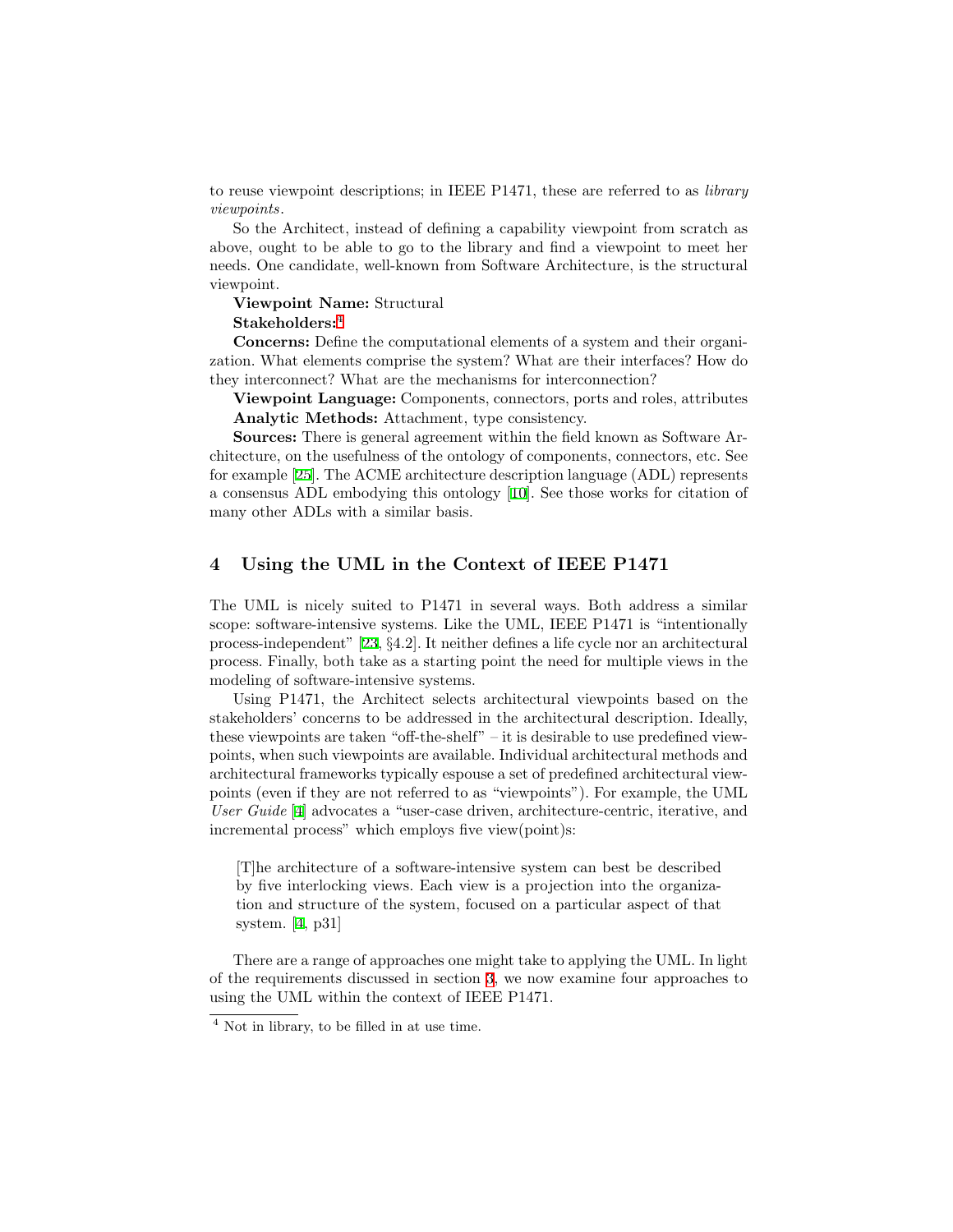to reuse viewpoint descriptions; in IEEE P1471, these are referred to as *library viewpoints*.

So the Architect, instead of defining a capability viewpoint from scratch as above, ought to be able to go to the library and find a viewpoint to meet her needs. One candidate, well-known from Software Architecture, is the structural viewpoint.

**Viewpoint Name:** Structural

**Stakeholders:**[4]

**Concerns:** Define the computational elements of a system and their organization. What elements comprise the system? What are their interfaces? How do they interconnect? What are the mechanisms for interconnection?

**Viewpoint Language:** Components, connectors, ports and roles, attributes

**Analytic Methods:** Attachment, type consistency.

**Sources:** There is general agreement within the field known as Software Architecture, on the usefulness of the ontology of components, connectors, etc. See for example [25]. The ACME architecture description language (ADL) represents a consensus ADL embodying this ontology [10]. See those works for citation of many other ADLs with a similar basis.

## 4 Using the UML in the Context of IEEE P1471

The UML is nicely suited to P1471 in several ways. Both address a similar scope: software-intensive systems. Like the UML, IEEE P1471 is "intentionally process-independent" [23, §4.2]. It neither defines a life cycle nor an architectural process. Finally, both take as a starting point the need for multiple views in the modeling of software-intensive systems.

Using P1471, the Architect selects architectural viewpoints based on the stakeholders' concerns to be addressed in the architectural description. Ideally, these viewpoints are taken "off-the-shelf" – it is desirable to use predefined viewpoints, when such viewpoints are available. Individual architectural methods and architectural frameworks typically espouse a set of predefined architectural viewpoints (even if they are not referred to as "viewpoints"). For example, the UML *User Guide* [4] advocates a "user-case driven, architecture-centric, iterative, and incremental process" which employs five view(point)s:

> [T]he architecture of a software-intensive system can best be described by five interlocking views. Each view is a projection into the organization and structure of the system, focused on a particular aspect of that system. [4, p31]

There are a range of approaches one might take to applying the UML. In light of the requirements discussed in section 3, we now examine four approaches to using the UML within the context of IEEE P1471.

[4] Not in library, to be filled in at use time.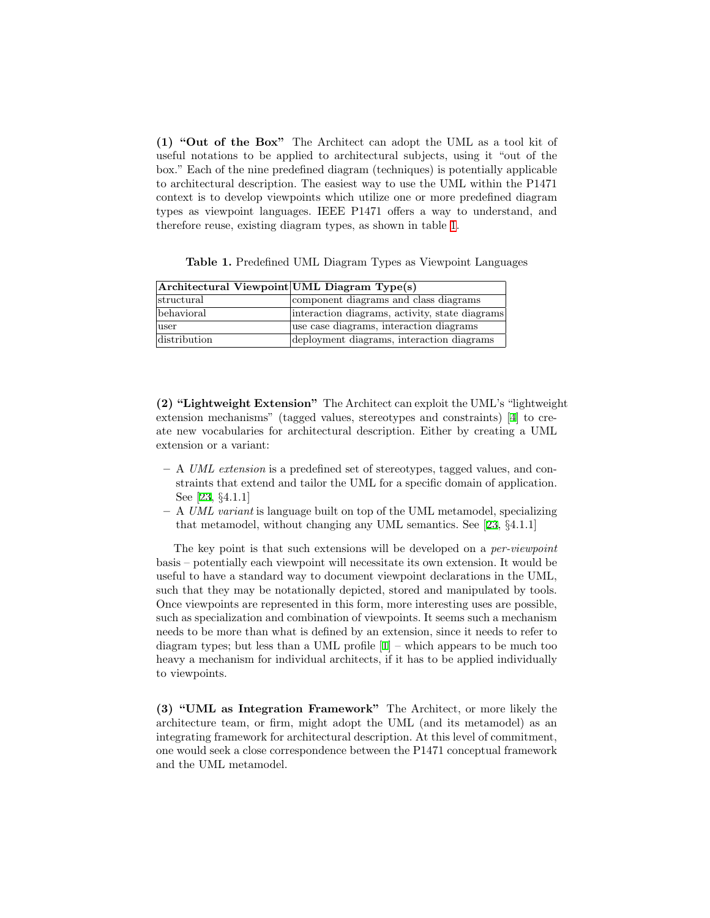**(1) "Out of the Box"** The Architect can adopt the UML as a tool kit of useful notations to be applied to architectural subjects, using it "out of the box." Each of the nine predefined diagram (techniques) is potentially applicable to architectural description. The easiest way to use the UML within the P1471 context is to develop viewpoints which utilize one or more predefined diagram types as viewpoint languages. IEEE P1471 offers a way to understand, and therefore reuse, existing diagram types, as shown in table 1.

**Table 1.** Predefined UML Diagram Types as Viewpoint Languages

| **Architectural Viewpoint** | **UML Diagram Type(s)** |
|---|---|
| structural | component diagrams and class diagrams |
| behavioral | interaction diagrams, activity, state diagrams |
| user | use case diagrams, interaction diagrams |
| distribution | deployment diagrams, interaction diagrams |

**(2) "Lightweight Extension"** The Architect can exploit the UML's "lightweight extension mechanisms" (tagged values, stereotypes and constraints) [4] to create new vocabularies for architectural description. Either by creating a UML extension or a variant:

- A *UML extension* is a predefined set of stereotypes, tagged values, and constraints that extend and tailor the UML for a specific domain of application. See [23, §4.1.1]
- A *UML variant* is language built on top of the UML metamodel, specializing that metamodel, without changing any UML semantics. See [23, §4.1.1]

The key point is that such extensions will be developed on a *per-viewpoint* basis – potentially each viewpoint will necessitate its own extension. It would be useful to have a standard way to document viewpoint declarations in the UML, such that they may be notationally depicted, stored and manipulated by tools. Once viewpoints are represented in this form, more interesting uses are possible, such as specialization and combination of viewpoints. It seems such a mechanism needs to be more than what is defined by an extension, since it needs to refer to diagram types; but less than a UML profile [1] – which appears to be much too heavy a mechanism for individual architects, if it has to be applied individually to viewpoints.

**(3) "UML as Integration Framework"** The Architect, or more likely the architecture team, or firm, might adopt the UML (and its metamodel) as an integrating framework for architectural description. At this level of commitment, one would seek a close correspondence between the P1471 conceptual framework and the UML metamodel.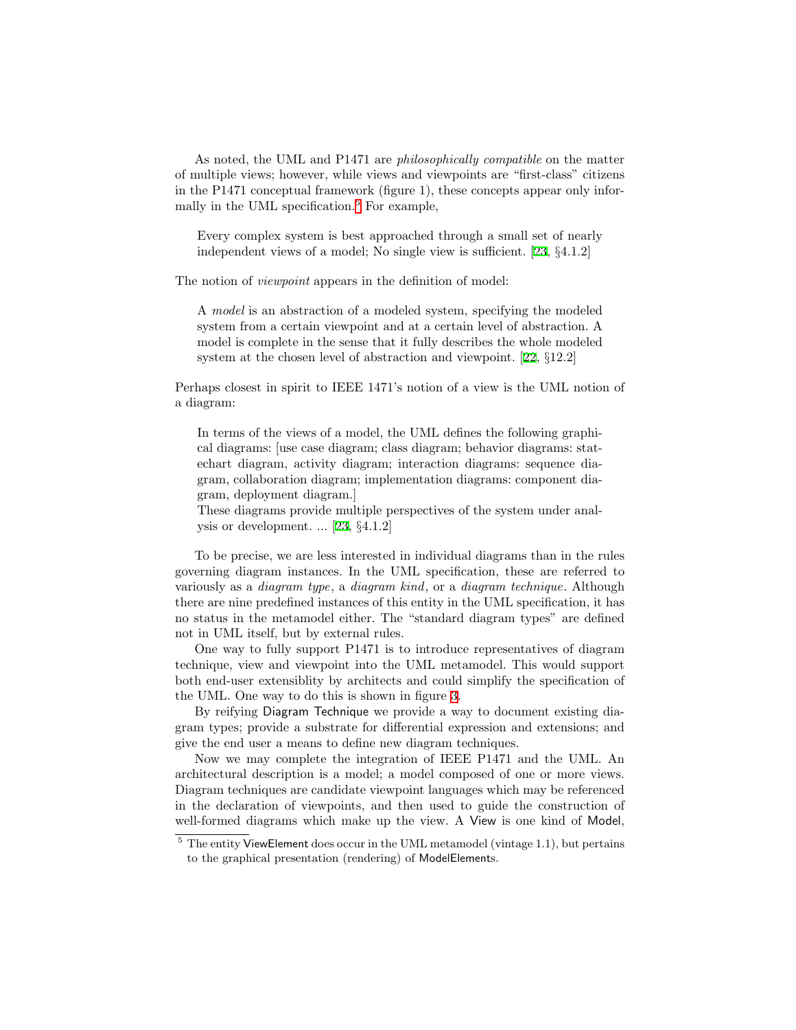As noted, the UML and P1471 are *philosophically compatible* on the matter of multiple views; however, while views and viewpoints are "first-class" citizens in the P1471 conceptual framework (figure 1), these concepts appear only informally in the UML specification.[5] For example,

> Every complex system is best approached through a small set of nearly independent views of a model; No single view is sufficient. [23, §4.1.2]

The notion of *viewpoint* appears in the definition of model:

> A *model* is an abstraction of a modeled system, specifying the modeled system from a certain viewpoint and at a certain level of abstraction. A model is complete in the sense that it fully describes the whole modeled system at the chosen level of abstraction and viewpoint. [22, §12.2]

Perhaps closest in spirit to IEEE 1471's notion of a view is the UML notion of a diagram:

> In terms of the views of a model, the UML defines the following graphical diagrams: [use case diagram; class diagram; behavior diagrams: statechart diagram, activity diagram; interaction diagrams: sequence diagram, collaboration diagram; implementation diagrams: component diagram, deployment diagram.]
> These diagrams provide multiple perspectives of the system under analysis or development. ... [23, §4.1.2]

To be precise, we are less interested in individual diagrams than in the rules governing diagram instances. In the UML specification, these are referred to variously as a *diagram type*, a *diagram kind*, or a *diagram technique*. Although there are nine predefined instances of this entity in the UML specification, it has no status in the metamodel either. The "standard diagram types" are defined not in UML itself, but by external rules.

One way to fully support P1471 is to introduce representatives of diagram technique, view and viewpoint into the UML metamodel. This would support both end-user extensiblity by architects and could simplify the specification of the UML. One way to do this is shown in figure 3.

By reifying Diagram Technique we provide a way to document existing diagram types; provide a substrate for differential expression and extensions; and give the end user a means to define new diagram techniques.

Now we may complete the integration of IEEE P1471 and the UML. An architectural description is a model; a model composed of one or more views. Diagram techniques are candidate viewpoint languages which may be referenced in the declaration of viewpoints, and then used to guide the construction of well-formed diagrams which make up the view. A View is one kind of Model,

[5] The entity ViewElement does occur in the UML metamodel (vintage 1.1), but pertains to the graphical presentation (rendering) of ModelElements.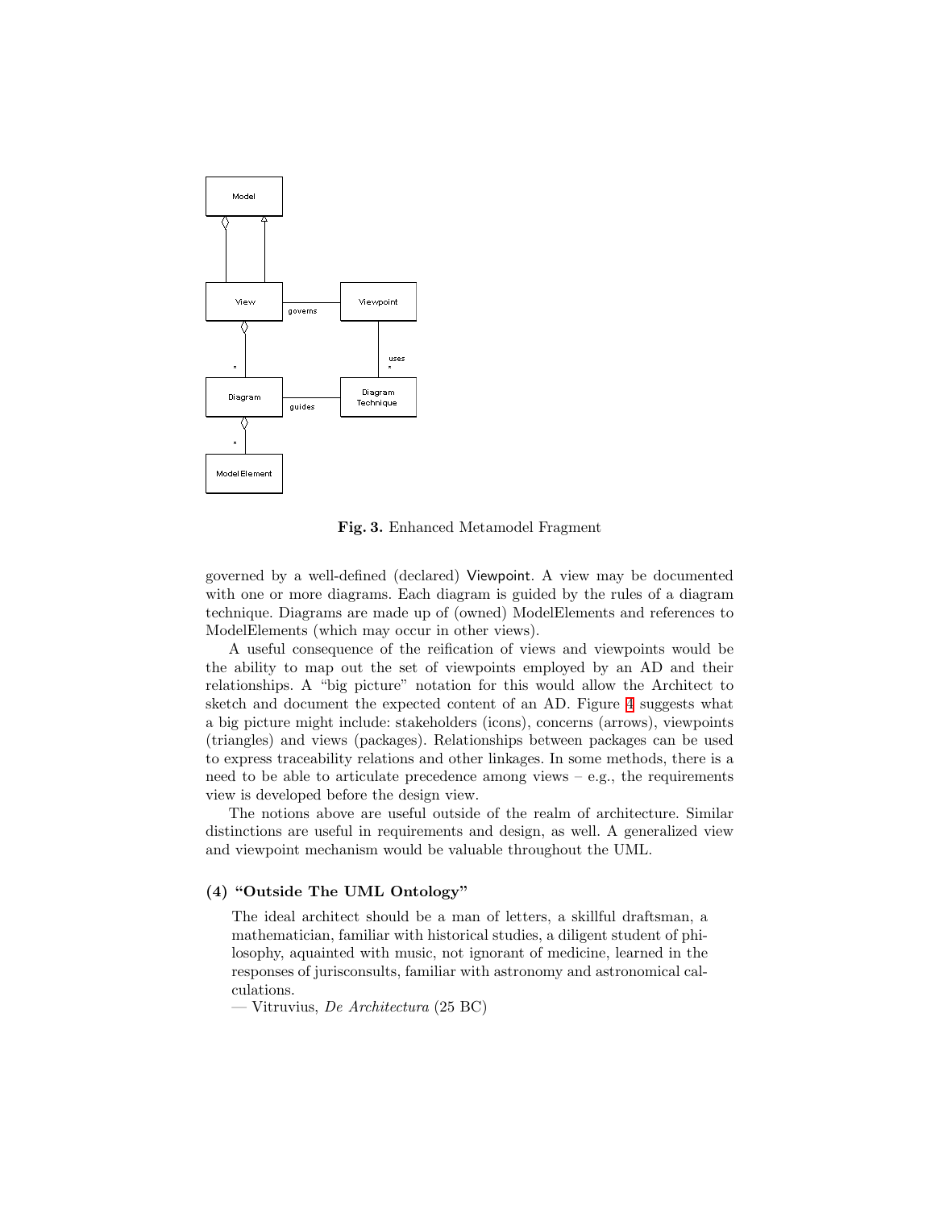**Fig. 3.** Enhanced Metamodel Fragment

governed by a well-defined (declared) Viewpoint. A view may be documented with one or more diagrams. Each diagram is guided by the rules of a diagram technique. Diagrams are made up of (owned) ModelElements and references to ModelElements (which may occur in other views).

A useful consequence of the reification of views and viewpoints would be the ability to map out the set of viewpoints employed by an AD and their relationships. A "big picture" notation for this would allow the Architect to sketch and document the expected content of an AD. Figure 4 suggests what a big picture might include: stakeholders (icons), concerns (arrows), viewpoints (triangles) and views (packages). Relationships between packages can be used to express traceability relations and other linkages. In some methods, there is a need to be able to articulate precedence among views – e.g., the requirements view is developed before the design view.

The notions above are useful outside of the realm of architecture. Similar distinctions are useful in requirements and design, as well. A generalized view and viewpoint mechanism would be valuable throughout the UML.

### (4) "Outside The UML Ontology"

> The ideal architect should be a man of letters, a skillful draftsman, a mathematician, familiar with historical studies, a diligent student of philosophy, aquainted with music, not ignorant of medicine, learned in the responses of jurisconsults, familiar with astronomy and astronomical calculations.
>
> — Vitruvius, *De Architectura* (25 BC)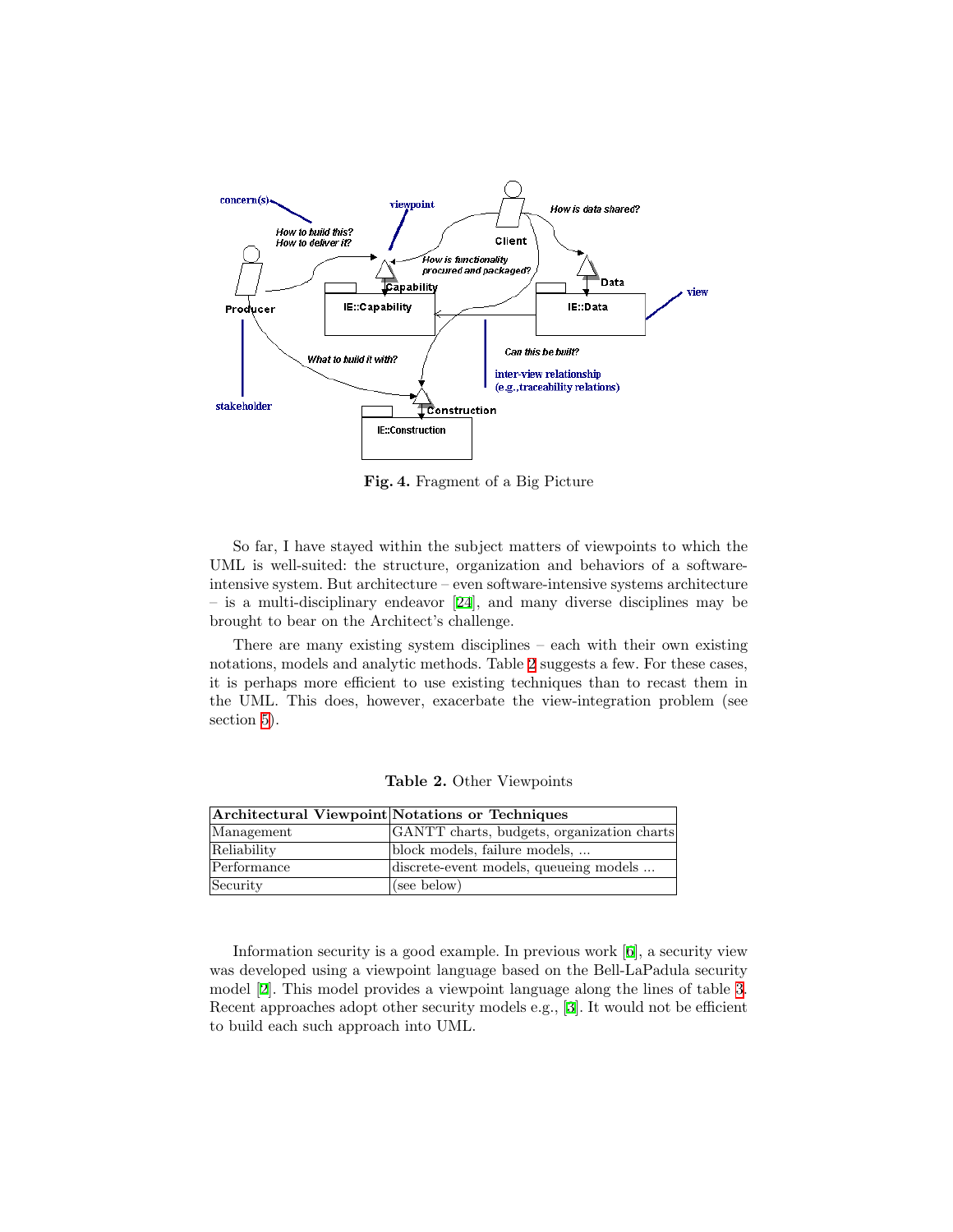**Fig. 4.** Fragment of a Big Picture

So far, I have stayed within the subject matters of viewpoints to which the UML is well-suited: the structure, organization and behaviors of a software-intensive system. But architecture – even software-intensive systems architecture – is a multi-disciplinary endeavor [24], and many diverse disciplines may be brought to bear on the Architect's challenge.

There are many existing system disciplines – each with their own existing notations, models and analytic methods. Table 2 suggests a few. For these cases, it is perhaps more efficient to use existing techniques than to recast them in the UML. This does, however, exacerbate the view-integration problem (see section 5).

**Table 2.** Other Viewpoints

| Architectural Viewpoint | Notations or Techniques |
|---|---|
| Management | GANTT charts, budgets, organization charts |
| Reliability | block models, failure models, ... |
| Performance | discrete-event models, queueing models ... |
| Security | (see below) |

Information security is a good example. In previous work [6], a security view was developed using a viewpoint language based on the Bell-LaPadula security model [2]. This model provides a viewpoint language along the lines of table 3. Recent approaches adopt other security models e.g., [3]. It would not be efficient to build each such approach into UML.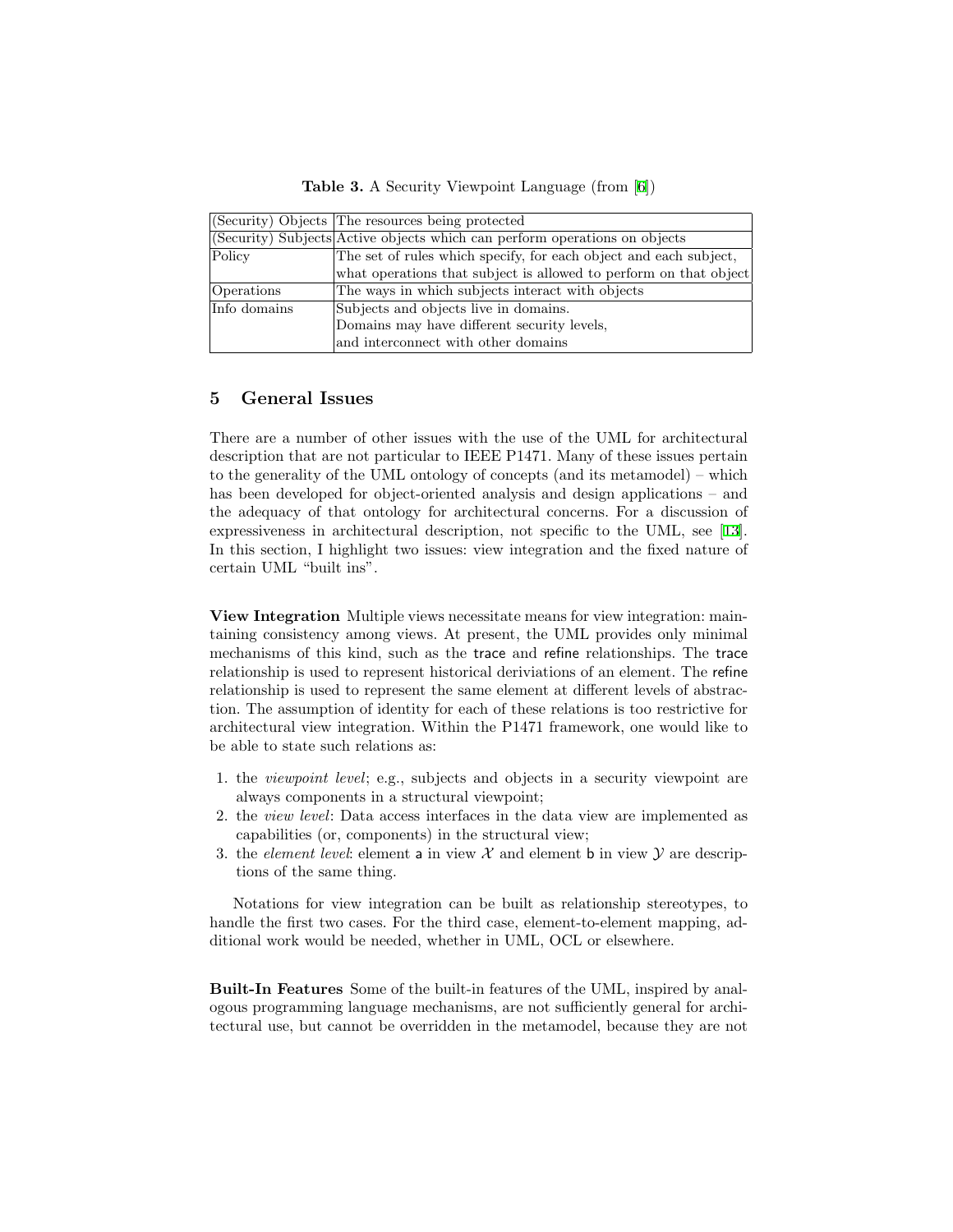**Table 3.** A Security Viewpoint Language (from [6])

| | |
|---|---|
| (Security) Objects | The resources being protected |
| (Security) Subjects | Active objects which can perform operations on objects |
| Policy | The set of rules which specify, for each object and each subject, what operations that subject is allowed to perform on that object |
| Operations | The ways in which subjects interact with objects |
| Info domains | Subjects and objects live in domains. Domains may have different security levels, and interconnect with other domains |

## 5 General Issues

There are a number of other issues with the use of the UML for architectural description that are not particular to IEEE P1471. Many of these issues pertain to the generality of the UML ontology of concepts (and its metamodel) – which has been developed for object-oriented analysis and design applications – and the adequacy of that ontology for architectural concerns. For a discussion of expressiveness in architectural description, not specific to the UML, see [13]. In this section, I highlight two issues: view integration and the fixed nature of certain UML "built ins".

**View Integration** Multiple views necessitate means for view integration: maintaining consistency among views. At present, the UML provides only minimal mechanisms of this kind, such as the trace and refine relationships. The trace relationship is used to represent historical deriviations of an element. The refine relationship is used to represent the same element at different levels of abstraction. The assumption of identity for each of these relations is too restrictive for architectural view integration. Within the P1471 framework, one would like to be able to state such relations as:

1. the *viewpoint level*; e.g., subjects and objects in a security viewpoint are always components in a structural viewpoint;
2. the *view level*: Data access interfaces in the data view are implemented as capabilities (or, components) in the structural view;
3. the *element level*: element a in view $\mathcal{X}$ and element b in view $\mathcal{Y}$ are descriptions of the same thing.

Notations for view integration can be built as relationship stereotypes, to handle the first two cases. For the third case, element-to-element mapping, additional work would be needed, whether in UML, OCL or elsewhere.

**Built-In Features** Some of the built-in features of the UML, inspired by analogous programming language mechanisms, are not sufficiently general for architectural use, but cannot be overridden in the metamodel, because they are not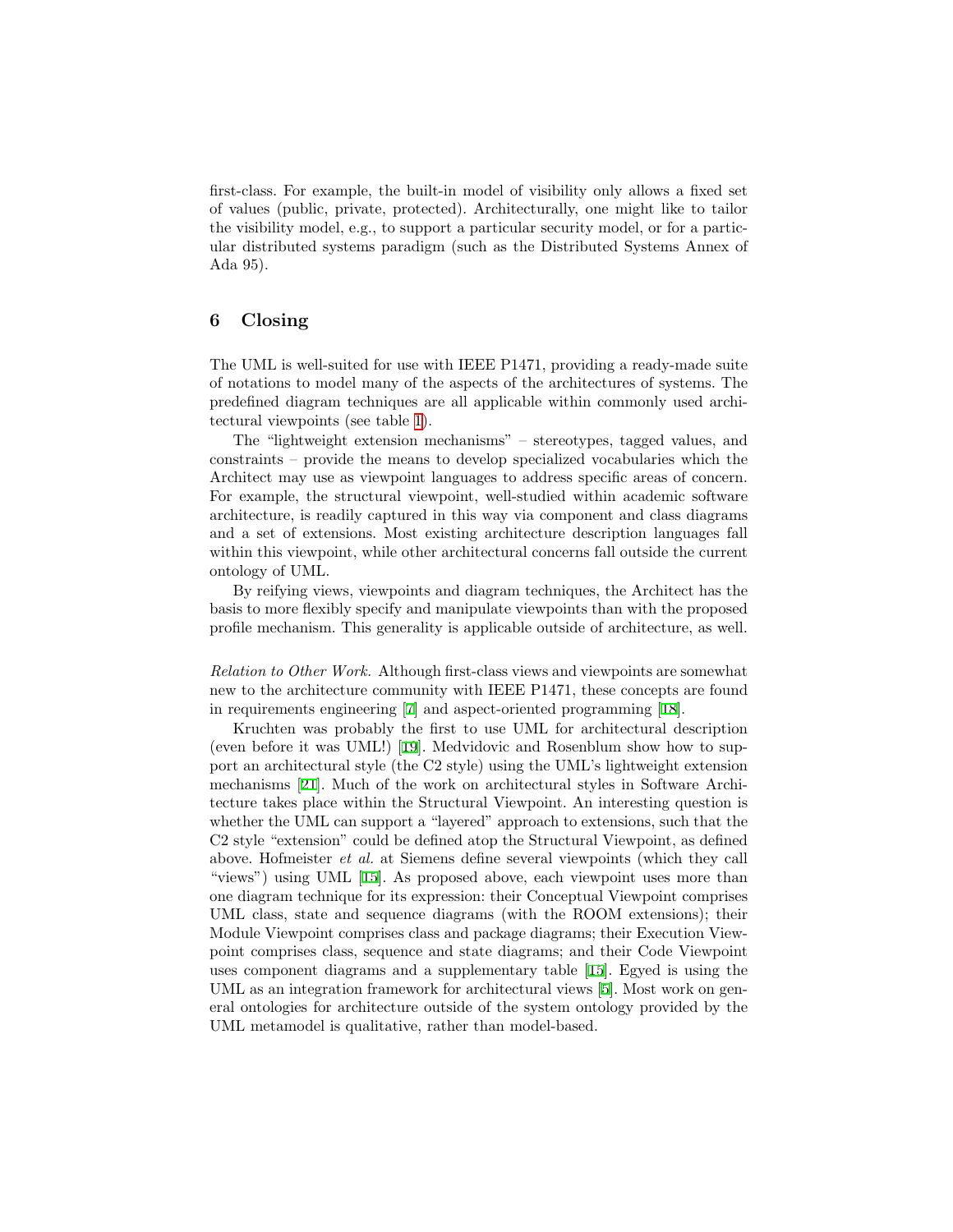first-class. For example, the built-in model of visibility only allows a fixed set of values (public, private, protected). Architecturally, one might like to tailor the visibility model, e.g., to support a particular security model, or for a particular distributed systems paradigm (such as the Distributed Systems Annex of Ada 95).

## 6 Closing

The UML is well-suited for use with IEEE P1471, providing a ready-made suite of notations to model many of the aspects of the architectures of systems. The predefined diagram techniques are all applicable within commonly used architectural viewpoints (see table 1).

The "lightweight extension mechanisms" – stereotypes, tagged values, and constraints – provide the means to develop specialized vocabularies which the Architect may use as viewpoint languages to address specific areas of concern. For example, the structural viewpoint, well-studied within academic software architecture, is readily captured in this way via component and class diagrams and a set of extensions. Most existing architecture description languages fall within this viewpoint, while other architectural concerns fall outside the current ontology of UML.

By reifying views, viewpoints and diagram techniques, the Architect has the basis to more flexibly specify and manipulate viewpoints than with the proposed profile mechanism. This generality is applicable outside of architecture, as well.

*Relation to Other Work.* Although first-class views and viewpoints are somewhat new to the architecture community with IEEE P1471, these concepts are found in requirements engineering [7] and aspect-oriented programming [18].

Kruchten was probably the first to use UML for architectural description (even before it was UML!) [19]. Medvidovic and Rosenblum show how to support an architectural style (the C2 style) using the UML's lightweight extension mechanisms [21]. Much of the work on architectural styles in Software Architecture takes place within the Structural Viewpoint. An interesting question is whether the UML can support a "layered" approach to extensions, such that the C2 style "extension" could be defined atop the Structural Viewpoint, as defined above. Hofmeister *et al.* at Siemens define several viewpoints (which they call "views") using UML [15]. As proposed above, each viewpoint uses more than one diagram technique for its expression: their Conceptual Viewpoint comprises UML class, state and sequence diagrams (with the ROOM extensions); their Module Viewpoint comprises class and package diagrams; their Execution Viewpoint comprises class, sequence and state diagrams; and their Code Viewpoint uses component diagrams and a supplementary table [15]. Egyed is using the UML as an integration framework for architectural views [5]. Most work on general ontologies for architecture outside of the system ontology provided by the UML metamodel is qualitative, rather than model-based.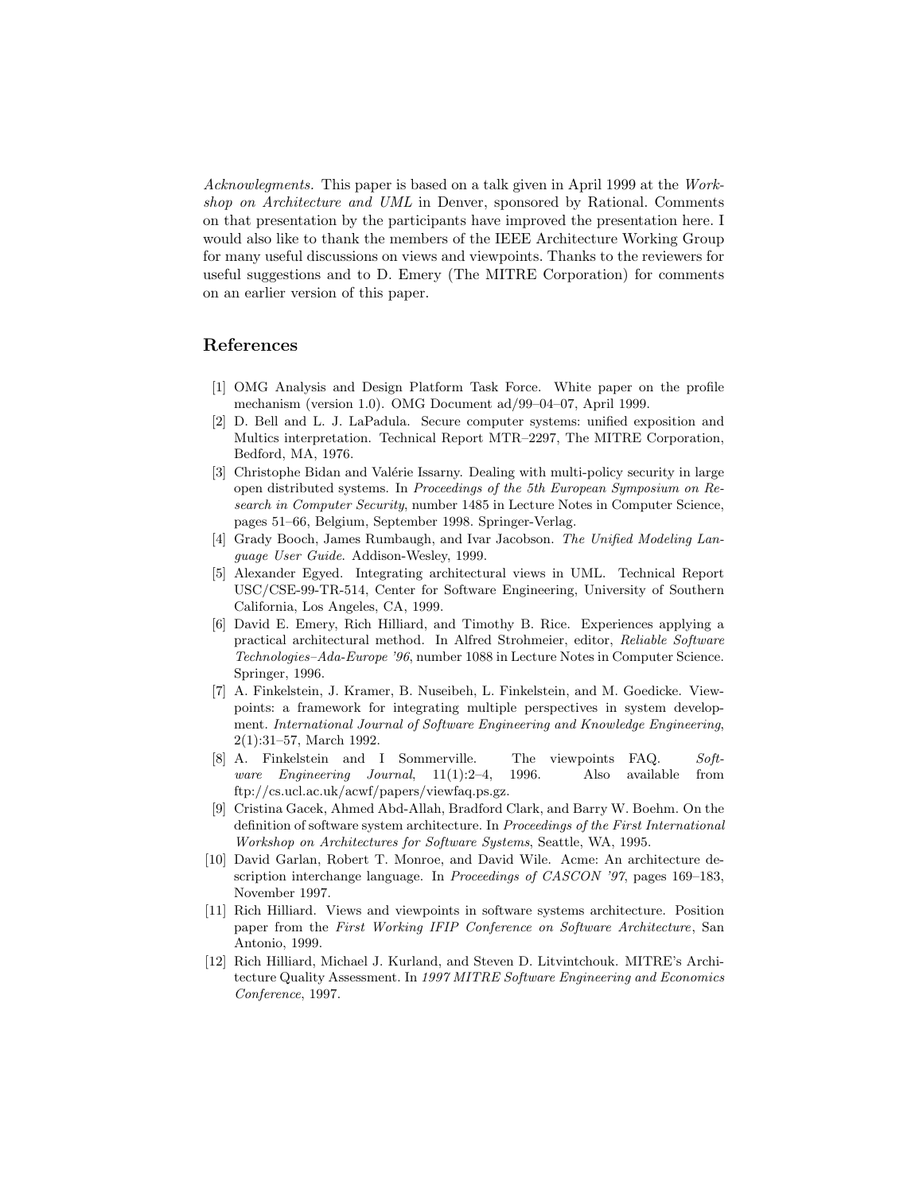*Acknowlegments.* This paper is based on a talk given in April 1999 at the *Workshop on Architecture and UML* in Denver, sponsored by Rational. Comments on that presentation by the participants have improved the presentation here. I would also like to thank the members of the IEEE Architecture Working Group for many useful discussions on views and viewpoints. Thanks to the reviewers for useful suggestions and to D. Emery (The MITRE Corporation) for comments on an earlier version of this paper.

## References

[1] OMG Analysis and Design Platform Task Force. White paper on the profile mechanism (version 1.0). OMG Document ad/99–04–07, April 1999.

[2] D. Bell and L. J. LaPadula. Secure computer systems: unified exposition and Multics interpretation. Technical Report MTR–2297, The MITRE Corporation, Bedford, MA, 1976.

[3] Christophe Bidan and Valérie Issarny. Dealing with multi-policy security in large open distributed systems. In *Proceedings of the 5th European Symposium on Research in Computer Security*, number 1485 in Lecture Notes in Computer Science, pages 51–66, Belgium, September 1998. Springer-Verlag.

[4] Grady Booch, James Rumbaugh, and Ivar Jacobson. *The Unified Modeling Language User Guide*. Addison-Wesley, 1999.

[5] Alexander Egyed. Integrating architectural views in UML. Technical Report USC/CSE-99-TR-514, Center for Software Engineering, University of Southern California, Los Angeles, CA, 1999.

[6] David E. Emery, Rich Hilliard, and Timothy B. Rice. Experiences applying a practical architectural method. In Alfred Strohmeier, editor, *Reliable Software Technologies–Ada-Europe '96*, number 1088 in Lecture Notes in Computer Science. Springer, 1996.

[7] A. Finkelstein, J. Kramer, B. Nuseibeh, L. Finkelstein, and M. Goedicke. Viewpoints: a framework for integrating multiple perspectives in system development. *International Journal of Software Engineering and Knowledge Engineering*, 2(1):31–57, March 1992.

[8] A. Finkelstein and I Sommerville. The viewpoints FAQ. *Software Engineering Journal*, 11(1):2–4, 1996. Also available from ftp://cs.ucl.ac.uk/acwf/papers/viewfaq.ps.gz.

[9] Cristina Gacek, Ahmed Abd-Allah, Bradford Clark, and Barry W. Boehm. On the definition of software system architecture. In *Proceedings of the First International Workshop on Architectures for Software Systems*, Seattle, WA, 1995.

[10] David Garlan, Robert T. Monroe, and David Wile. Acme: An architecture description interchange language. In *Proceedings of CASCON '97*, pages 169–183, November 1997.

[11] Rich Hilliard. Views and viewpoints in software systems architecture. Position paper from the *First Working IFIP Conference on Software Architecture*, San Antonio, 1999.

[12] Rich Hilliard, Michael J. Kurland, and Steven D. Litvintchouk. MITRE's Architecture Quality Assessment. In *1997 MITRE Software Engineering and Economics Conference*, 1997.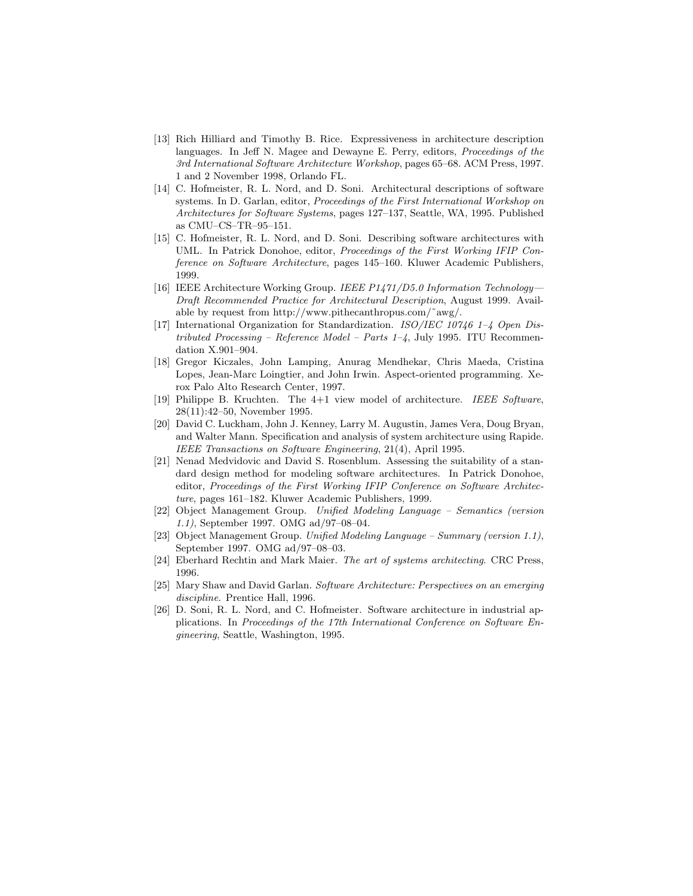[13] Rich Hilliard and Timothy B. Rice. Expressiveness in architecture description languages. In Jeff N. Magee and Dewayne E. Perry, editors, *Proceedings of the 3rd International Software Architecture Workshop*, pages 65–68. ACM Press, 1997. 1 and 2 November 1998, Orlando FL.

[14] C. Hofmeister, R. L. Nord, and D. Soni. Architectural descriptions of software systems. In D. Garlan, editor, *Proceedings of the First International Workshop on Architectures for Software Systems*, pages 127–137, Seattle, WA, 1995. Published as CMU–CS–TR–95–151.

[15] C. Hofmeister, R. L. Nord, and D. Soni. Describing software architectures with UML. In Patrick Donohoe, editor, *Proceedings of the First Working IFIP Conference on Software Architecture*, pages 145–160. Kluwer Academic Publishers, 1999.

[16] IEEE Architecture Working Group. *IEEE P1471/D5.0 Information Technology—Draft Recommended Practice for Architectural Description*, August 1999. Available by request from http://www.pithecanthropus.com/~awg/.

[17] International Organization for Standardization. *ISO/IEC 10746 1–4 Open Distributed Processing – Reference Model – Parts 1–4*, July 1995. ITU Recommendation X.901–904.

[18] Gregor Kiczales, John Lamping, Anurag Mendhekar, Chris Maeda, Cristina Lopes, Jean-Marc Loingtier, and John Irwin. Aspect-oriented programming. Xerox Palo Alto Research Center, 1997.

[19] Philippe B. Kruchten. The 4+1 view model of architecture. *IEEE Software*, 28(11):42–50, November 1995.

[20] David C. Luckham, John J. Kenney, Larry M. Augustin, James Vera, Doug Bryan, and Walter Mann. Specification and analysis of system architecture using Rapide. *IEEE Transactions on Software Engineering*, 21(4), April 1995.

[21] Nenad Medvidovic and David S. Rosenblum. Assessing the suitability of a standard design method for modeling software architectures. In Patrick Donohoe, editor, *Proceedings of the First Working IFIP Conference on Software Architecture*, pages 161–182. Kluwer Academic Publishers, 1999.

[22] Object Management Group. *Unified Modeling Language – Semantics (version 1.1)*, September 1997. OMG ad/97–08–04.

[23] Object Management Group. *Unified Modeling Language – Summary (version 1.1)*, September 1997. OMG ad/97–08–03.

[24] Eberhard Rechtin and Mark Maier. *The art of systems architecting*. CRC Press, 1996.

[25] Mary Shaw and David Garlan. *Software Architecture: Perspectives on an emerging discipline*. Prentice Hall, 1996.

[26] D. Soni, R. L. Nord, and C. Hofmeister. Software architecture in industrial applications. In *Proceedings of the 17th International Conference on Software Engineering*, Seattle, Washington, 1995.